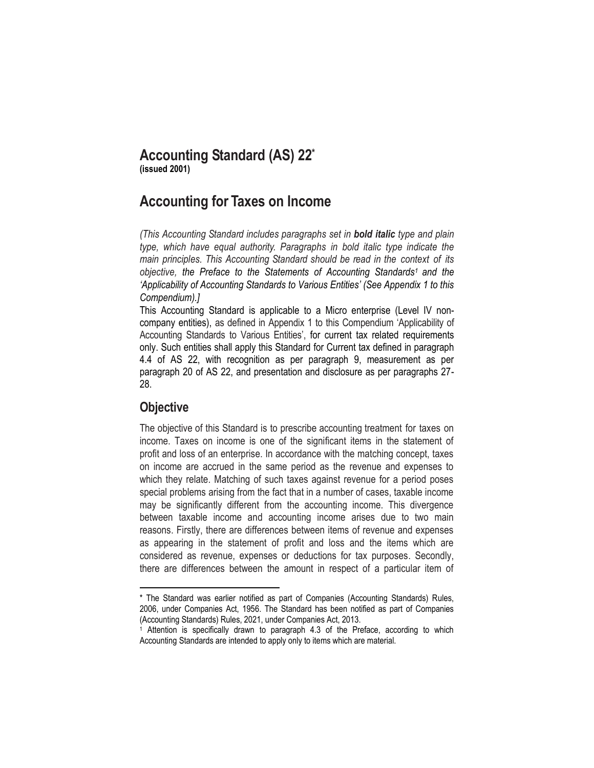# Accounting Standard (AS) 22*

**(issued 2001)**

# Accounting for Taxes on Income

*(This Accounting Standard includes paragraphs set in **bold italic** type and plain type, which have equal authority. Paragraphs in bold italic type indicate the main principles. This Accounting Standard should be read in the context of its objective, the Preface to the Statements of Accounting Standards[1] and the 'Applicability of Accounting Standards to Various Entities' (See Appendix 1 to this Compendium).]*

This Accounting Standard is applicable to a Micro enterprise (Level IV non-company entities), as defined in Appendix 1 to this Compendium 'Applicability of Accounting Standards to Various Entities', for current tax related requirements only. Such entities shall apply this Standard for Current tax defined in paragraph 4.4 of AS 22, with recognition as per paragraph 9, measurement as per paragraph 20 of AS 22, and presentation and disclosure as per paragraphs 27-28.

## Objective

The objective of this Standard is to prescribe accounting treatment for taxes on income. Taxes on income is one of the significant items in the statement of profit and loss of an enterprise. In accordance with the matching concept, taxes on income are accrued in the same period as the revenue and expenses to which they relate. Matching of such taxes against revenue for a period poses special problems arising from the fact that in a number of cases, taxable income may be significantly different from the accounting income. This divergence between taxable income and accounting income arises due to two main reasons. Firstly, there are differences between items of revenue and expenses as appearing in the statement of profit and loss and the items which are considered as revenue, expenses or deductions for tax purposes. Secondly, there are differences between the amount in respect of a particular item of

---

\* The Standard was earlier notified as part of Companies (Accounting Standards) Rules, 2006, under Companies Act, 1956. The Standard has been notified as part of Companies (Accounting Standards) Rules, 2021, under Companies Act, 2013.

[1] Attention is specifically drawn to paragraph 4.3 of the Preface, according to which Accounting Standards are intended to apply only to items which are material.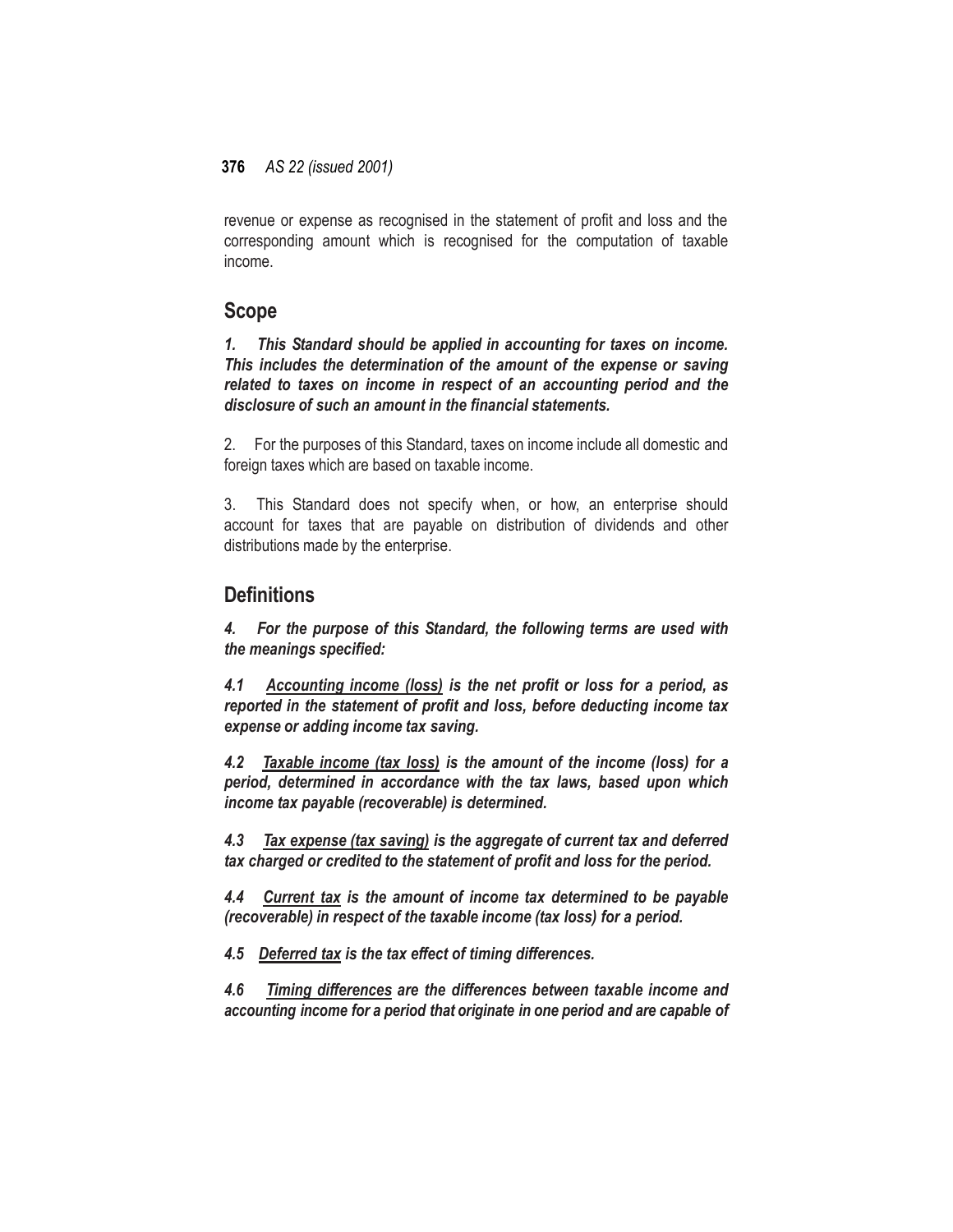revenue or expense as recognised in the statement of profit and loss and the corresponding amount which is recognised for the computation of taxable income.

## Scope

***1. This Standard should be applied in accounting for taxes on income. This includes the determination of the amount of the expense or saving related to taxes on income in respect of an accounting period and the disclosure of such an amount in the financial statements.***

2. For the purposes of this Standard, taxes on income include all domestic and foreign taxes which are based on taxable income.

3. This Standard does not specify when, or how, an enterprise should account for taxes that are payable on distribution of dividends and other distributions made by the enterprise.

## Definitions

***4. For the purpose of this Standard, the following terms are used with the meanings specified:***

***4.1 <u>Accounting income (loss)</u> is the net profit or loss for a period, as reported in the statement of profit and loss, before deducting income tax expense or adding income tax saving.***

***4.2 <u>Taxable income (tax loss)</u> is the amount of the income (loss) for a period, determined in accordance with the tax laws, based upon which income tax payable (recoverable) is determined.***

***4.3 <u>Tax expense (tax saving)</u> is the aggregate of current tax and deferred tax charged or credited to the statement of profit and loss for the period.***

***4.4 <u>Current tax</u> is the amount of income tax determined to be payable (recoverable) in respect of the taxable income (tax loss) for a period.***

***4.5 <u>Deferred tax</u> is the tax effect of timing differences.***

***4.6 <u>Timing differences</u> are the differences between taxable income and accounting income for a period that originate in one period and are capable of***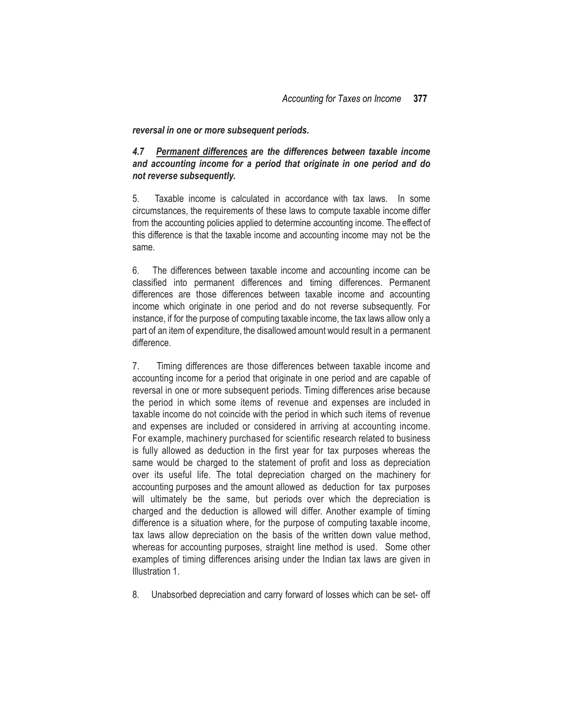***reversal in one or more subsequent periods.***

***4.7 <u>Permanent differences</u> are the differences between taxable income and accounting income for a period that originate in one period and do not reverse subsequently.***

5. Taxable income is calculated in accordance with tax laws. In some circumstances, the requirements of these laws to compute taxable income differ from the accounting policies applied to determine accounting income. The effect of this difference is that the taxable income and accounting income may not be the same.

6. The differences between taxable income and accounting income can be classified into permanent differences and timing differences. Permanent differences are those differences between taxable income and accounting income which originate in one period and do not reverse subsequently. For instance, if for the purpose of computing taxable income, the tax laws allow only a part of an item of expenditure, the disallowed amount would result in a permanent difference.

7. Timing differences are those differences between taxable income and accounting income for a period that originate in one period and are capable of reversal in one or more subsequent periods. Timing differences arise because the period in which some items of revenue and expenses are included in taxable income do not coincide with the period in which such items of revenue and expenses are included or considered in arriving at accounting income. For example, machinery purchased for scientific research related to business is fully allowed as deduction in the first year for tax purposes whereas the same would be charged to the statement of profit and loss as depreciation over its useful life. The total depreciation charged on the machinery for accounting purposes and the amount allowed as deduction for tax purposes will ultimately be the same, but periods over which the depreciation is charged and the deduction is allowed will differ. Another example of timing difference is a situation where, for the purpose of computing taxable income, tax laws allow depreciation on the basis of the written down value method, whereas for accounting purposes, straight line method is used. Some other examples of timing differences arising under the Indian tax laws are given in Illustration 1.

8. Unabsorbed depreciation and carry forward of losses which can be set- off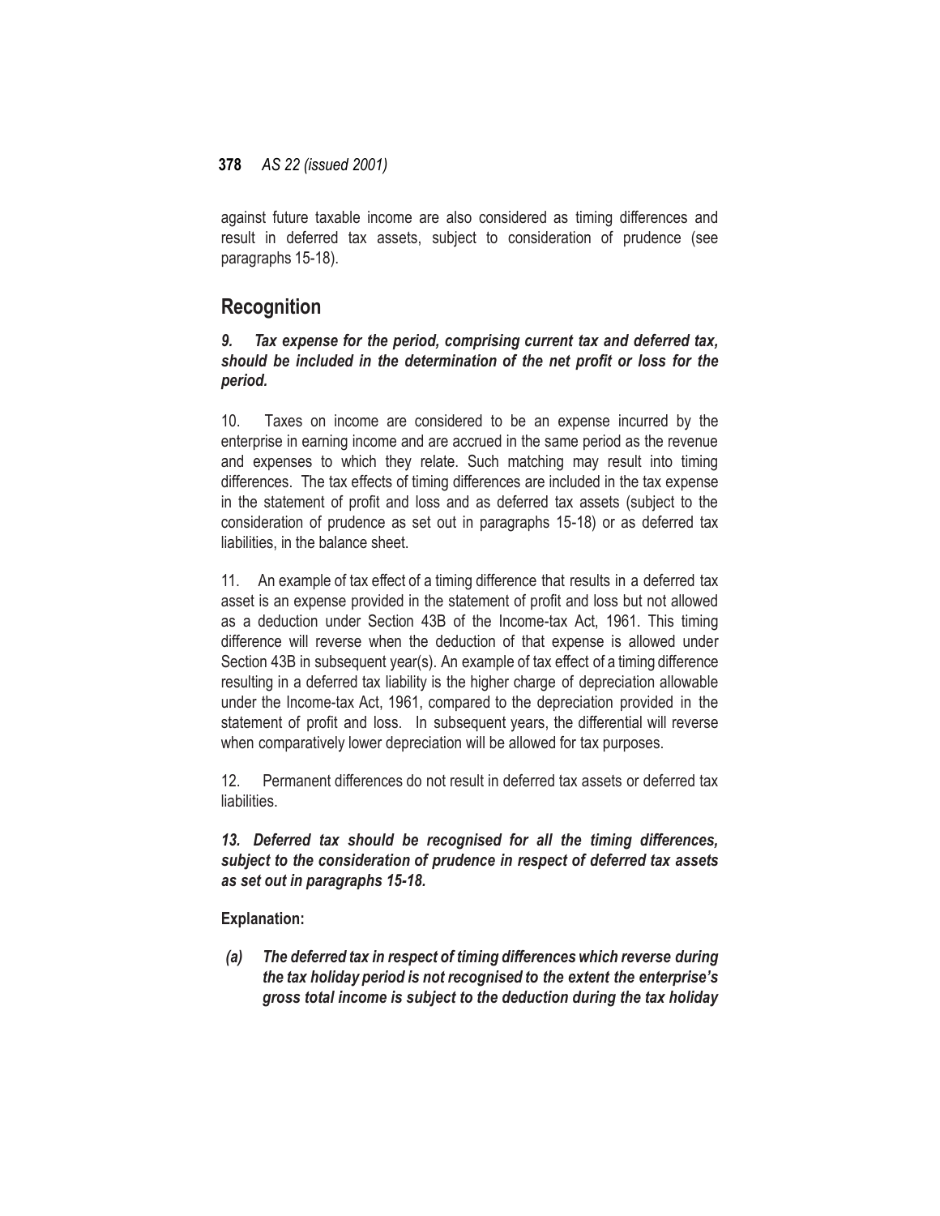against future taxable income are also considered as timing differences and result in deferred tax assets, subject to consideration of prudence (see paragraphs 15-18).

## Recognition

***9. Tax expense for the period, comprising current tax and deferred tax, should be included in the determination of the net profit or loss for the period.***

10. Taxes on income are considered to be an expense incurred by the enterprise in earning income and are accrued in the same period as the revenue and expenses to which they relate. Such matching may result into timing differences. The tax effects of timing differences are included in the tax expense in the statement of profit and loss and as deferred tax assets (subject to the consideration of prudence as set out in paragraphs 15-18) or as deferred tax liabilities, in the balance sheet.

11. An example of tax effect of a timing difference that results in a deferred tax asset is an expense provided in the statement of profit and loss but not allowed as a deduction under Section 43B of the Income-tax Act, 1961. This timing difference will reverse when the deduction of that expense is allowed under Section 43B in subsequent year(s). An example of tax effect of a timing difference resulting in a deferred tax liability is the higher charge of depreciation allowable under the Income-tax Act, 1961, compared to the depreciation provided in the statement of profit and loss. In subsequent years, the differential will reverse when comparatively lower depreciation will be allowed for tax purposes.

12. Permanent differences do not result in deferred tax assets or deferred tax liabilities.

***13. Deferred tax should be recognised for all the timing differences, subject to the consideration of prudence in respect of deferred tax assets as set out in paragraphs 15-18.***

**Explanation:**

***(a) The deferred tax in respect of timing differences which reverse during the tax holiday period is not recognised to the extent the enterprise's gross total income is subject to the deduction during the tax holiday***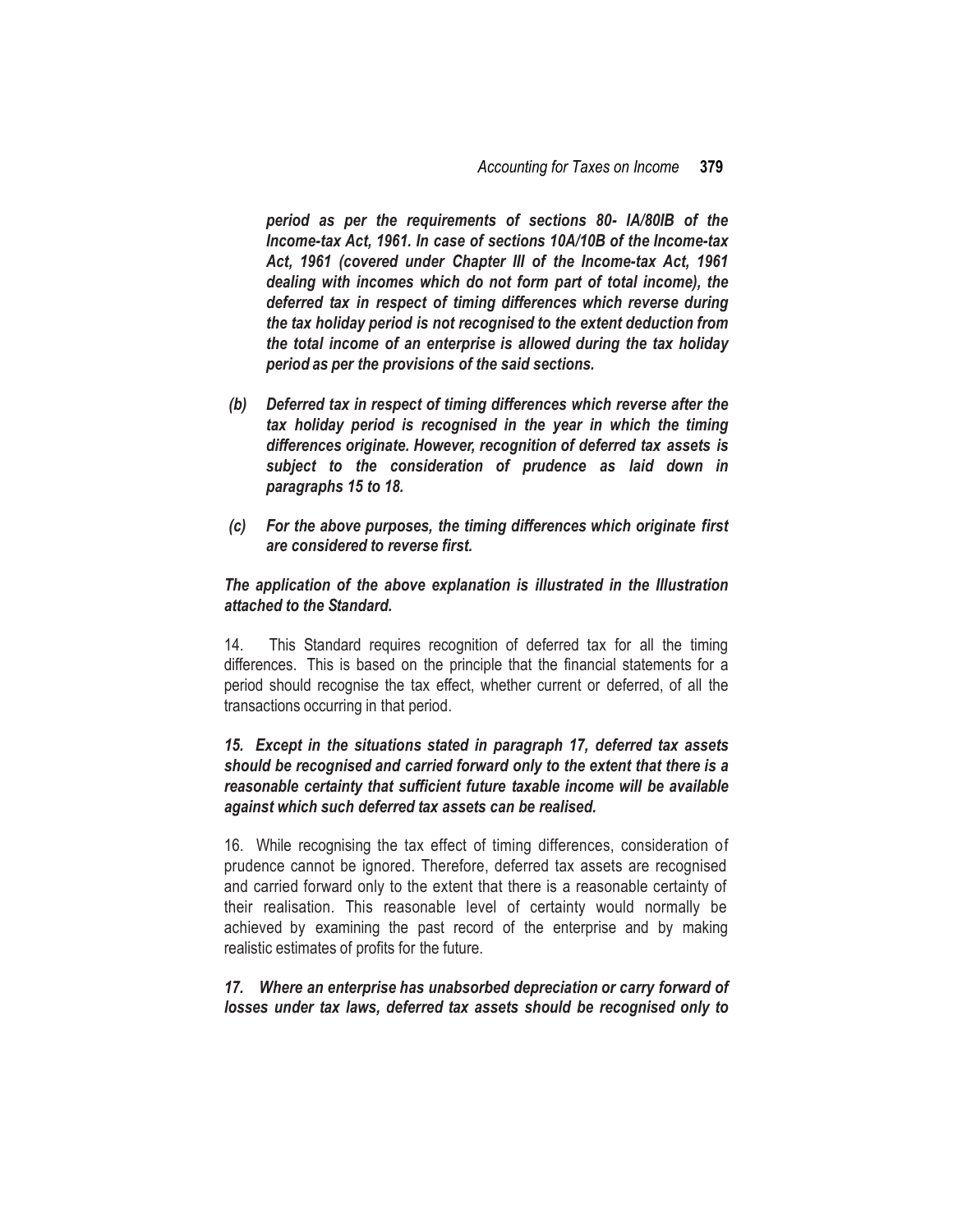***period as per the requirements of sections 80- IA/80IB of the Income-tax Act, 1961. In case of sections 10A/10B of the Income-tax Act, 1961 (covered under Chapter III of the Income-tax Act, 1961 dealing with incomes which do not form part of total income), the deferred tax in respect of timing differences which reverse during the tax holiday period is not recognised to the extent deduction from the total income of an enterprise is allowed during the tax holiday period as per the provisions of the said sections.***

***(b) Deferred tax in respect of timing differences which reverse after the tax holiday period is recognised in the year in which the timing differences originate. However, recognition of deferred tax assets is subject to the consideration of prudence as laid down in paragraphs 15 to 18.***

***(c) For the above purposes, the timing differences which originate first are considered to reverse first.***

***The application of the above explanation is illustrated in the Illustration attached to the Standard.***

14. This Standard requires recognition of deferred tax for all the timing differences. This is based on the principle that the financial statements for a period should recognise the tax effect, whether current or deferred, of all the transactions occurring in that period.

***15. Except in the situations stated in paragraph 17, deferred tax assets should be recognised and carried forward only to the extent that there is a reasonable certainty that sufficient future taxable income will be available against which such deferred tax assets can be realised.***

16. While recognising the tax effect of timing differences, consideration of prudence cannot be ignored. Therefore, deferred tax assets are recognised and carried forward only to the extent that there is a reasonable certainty of their realisation. This reasonable level of certainty would normally be achieved by examining the past record of the enterprise and by making realistic estimates of profits for the future.

***17. Where an enterprise has unabsorbed depreciation or carry forward of losses under tax laws, deferred tax assets should be recognised only to***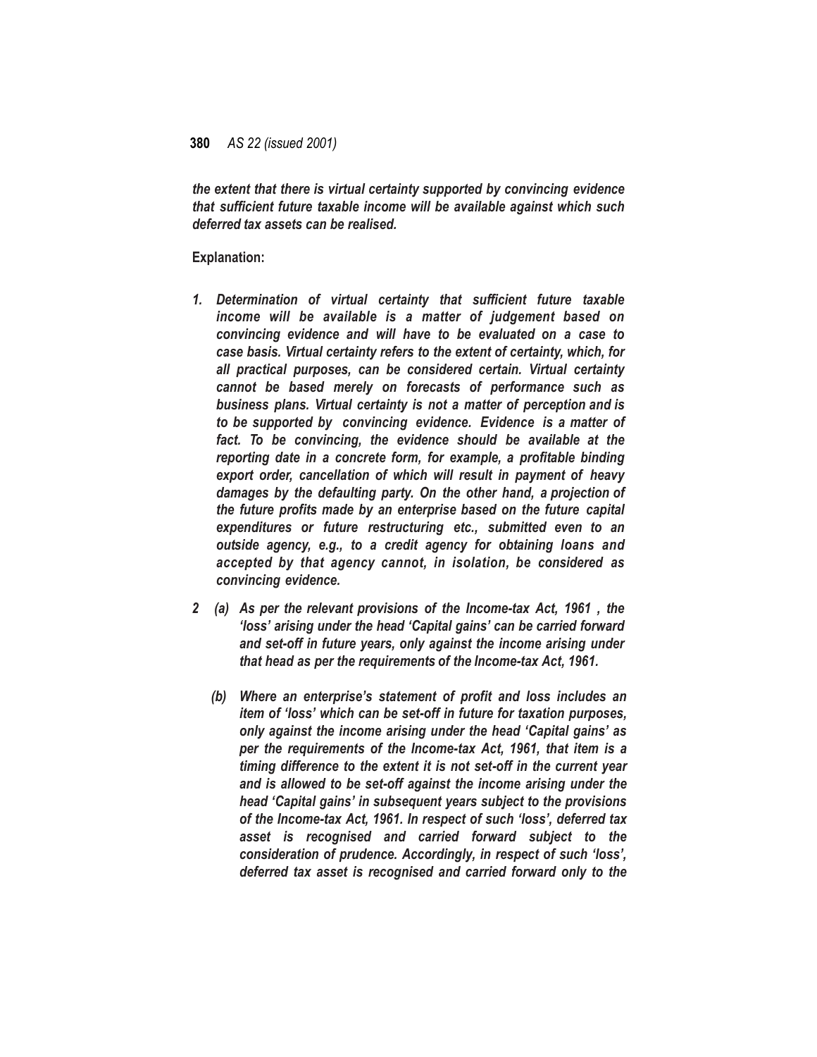***the extent that there is virtual certainty supported by convincing evidence that sufficient future taxable income will be available against which such deferred tax assets can be realised.***

**Explanation:**

1. ***Determination of virtual certainty that sufficient future taxable income will be available is a matter of judgement based on convincing evidence and will have to be evaluated on a case to case basis. Virtual certainty refers to the extent of certainty, which, for all practical purposes, can be considered certain. Virtual certainty cannot be based merely on forecasts of performance such as business plans. Virtual certainty is not a matter of perception and is to be supported by convincing evidence. Evidence is a matter of fact. To be convincing, the evidence should be available at the reporting date in a concrete form, for example, a profitable binding export order, cancellation of which will result in payment of heavy damages by the defaulting party. On the other hand, a projection of the future profits made by an enterprise based on the future capital expenditures or future restructuring etc., submitted even to an outside agency, e.g., to a credit agency for obtaining loans and accepted by that agency cannot, in isolation, be considered as convincing evidence.***

2. (a) ***As per the relevant provisions of the Income-tax Act, 1961 , the 'loss' arising under the head 'Capital gains' can be carried forward and set-off in future years, only against the income arising under that head as per the requirements of the Income-tax Act, 1961.***

   (b) ***Where an enterprise's statement of profit and loss includes an item of 'loss' which can be set-off in future for taxation purposes, only against the income arising under the head 'Capital gains' as per the requirements of the Income-tax Act, 1961, that item is a timing difference to the extent it is not set-off in the current year and is allowed to be set-off against the income arising under the head 'Capital gains' in subsequent years subject to the provisions of the Income-tax Act, 1961. In respect of such 'loss', deferred tax asset is recognised and carried forward subject to the consideration of prudence. Accordingly, in respect of such 'loss', deferred tax asset is recognised and carried forward only to the***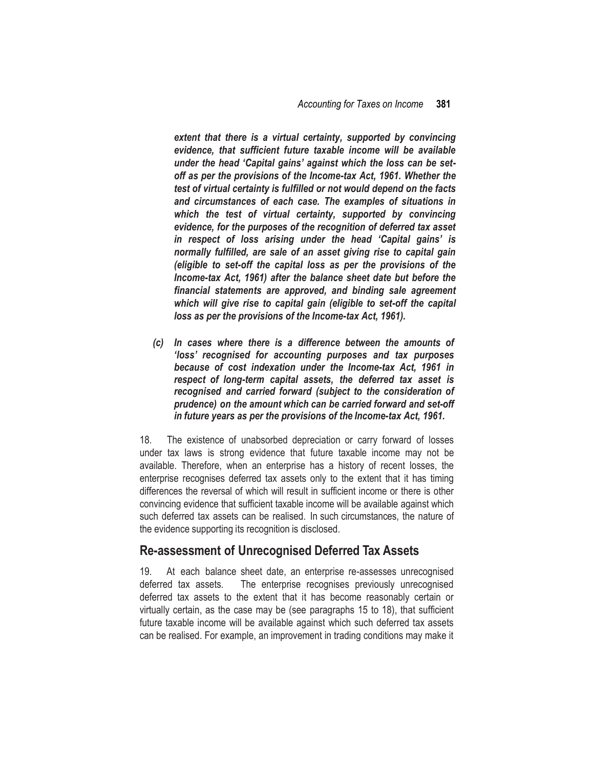***extent that there is a virtual certainty, supported by convincing evidence, that sufficient future taxable income will be available under the head 'Capital gains' against which the loss can be set-off as per the provisions of the Income-tax Act, 1961. Whether the test of virtual certainty is fulfilled or not would depend on the facts and circumstances of each case. The examples of situations in which the test of virtual certainty, supported by convincing evidence, for the purposes of the recognition of deferred tax asset in respect of loss arising under the head 'Capital gains' is normally fulfilled, are sale of an asset giving rise to capital gain (eligible to set-off the capital loss as per the provisions of the Income-tax Act, 1961) after the balance sheet date but before the financial statements are approved, and binding sale agreement which will give rise to capital gain (eligible to set-off the capital loss as per the provisions of the Income-tax Act, 1961).***

***(c) In cases where there is a difference between the amounts of 'loss' recognised for accounting purposes and tax purposes because of cost indexation under the Income-tax Act, 1961 in respect of long-term capital assets, the deferred tax asset is recognised and carried forward (subject to the consideration of prudence) on the amount which can be carried forward and set-off in future years as per the provisions of the Income-tax Act, 1961.***

18. The existence of unabsorbed depreciation or carry forward of losses under tax laws is strong evidence that future taxable income may not be available. Therefore, when an enterprise has a history of recent losses, the enterprise recognises deferred tax assets only to the extent that it has timing differences the reversal of which will result in sufficient income or there is other convincing evidence that sufficient taxable income will be available against which such deferred tax assets can be realised. In such circumstances, the nature of the evidence supporting its recognition is disclosed.

## Re-assessment of Unrecognised Deferred Tax Assets

19. At each balance sheet date, an enterprise re-assesses unrecognised deferred tax assets. The enterprise recognises previously unrecognised deferred tax assets to the extent that it has become reasonably certain or virtually certain, as the case may be (see paragraphs 15 to 18), that sufficient future taxable income will be available against which such deferred tax assets can be realised. For example, an improvement in trading conditions may make it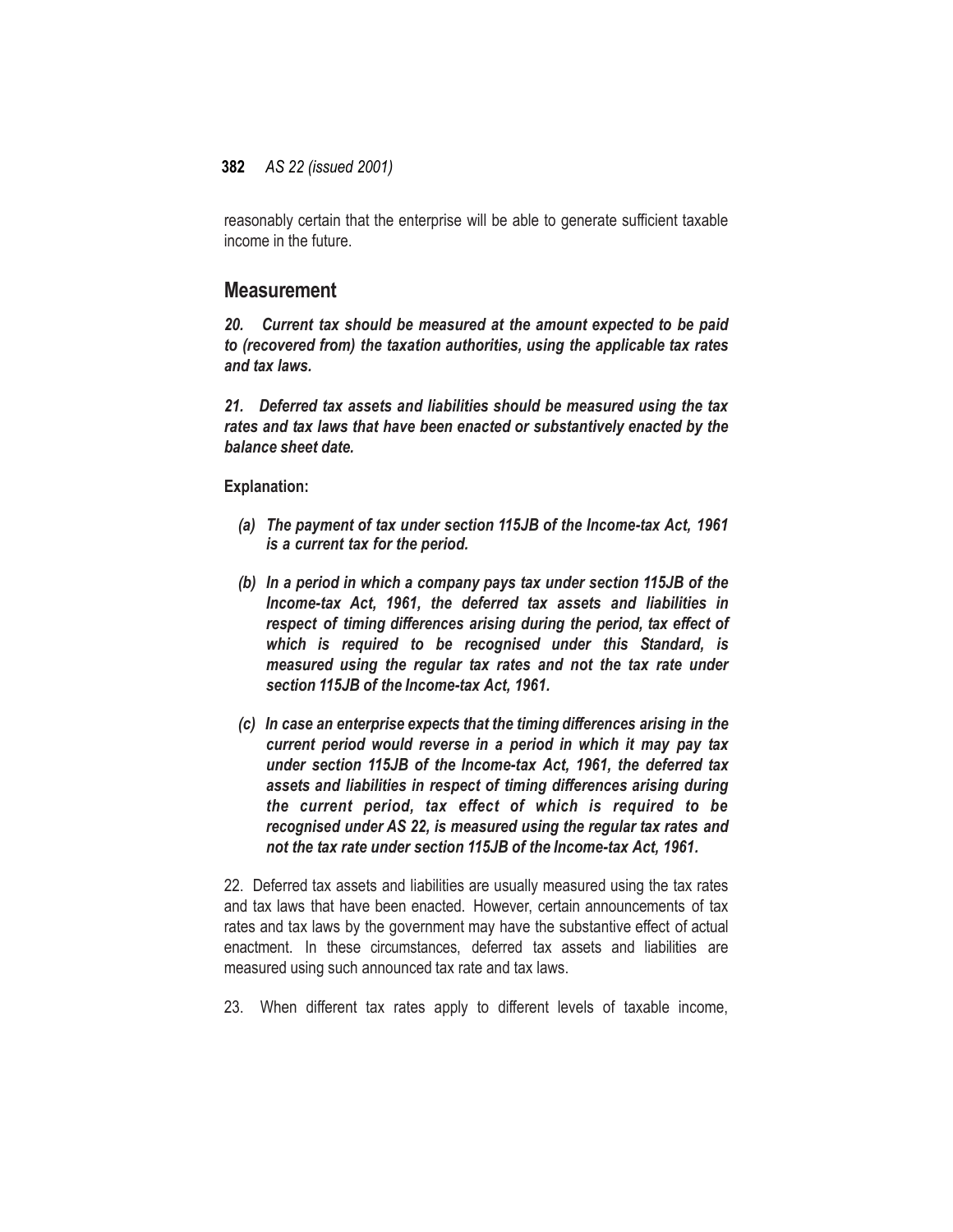reasonably certain that the enterprise will be able to generate sufficient taxable income in the future.

## Measurement

***20. Current tax should be measured at the amount expected to be paid to (recovered from) the taxation authorities, using the applicable tax rates and tax laws.***

***21. Deferred tax assets and liabilities should be measured using the tax rates and tax laws that have been enacted or substantively enacted by the balance sheet date.***

**Explanation:**

- ***(a) The payment of tax under section 115JB of the Income-tax Act, 1961 is a current tax for the period.***
- ***(b) In a period in which a company pays tax under section 115JB of the Income-tax Act, 1961, the deferred tax assets and liabilities in respect of timing differences arising during the period, tax effect of which is required to be recognised under this Standard, is measured using the regular tax rates and not the tax rate under section 115JB of the Income-tax Act, 1961.***
- ***(c) In case an enterprise expects that the timing differences arising in the current period would reverse in a period in which it may pay tax under section 115JB of the Income-tax Act, 1961, the deferred tax assets and liabilities in respect of timing differences arising during the current period, tax effect of which is required to be recognised under AS 22, is measured using the regular tax rates and not the tax rate under section 115JB of the Income-tax Act, 1961.***

22. Deferred tax assets and liabilities are usually measured using the tax rates and tax laws that have been enacted. However, certain announcements of tax rates and tax laws by the government may have the substantive effect of actual enactment. In these circumstances, deferred tax assets and liabilities are measured using such announced tax rate and tax laws.

23. When different tax rates apply to different levels of taxable income,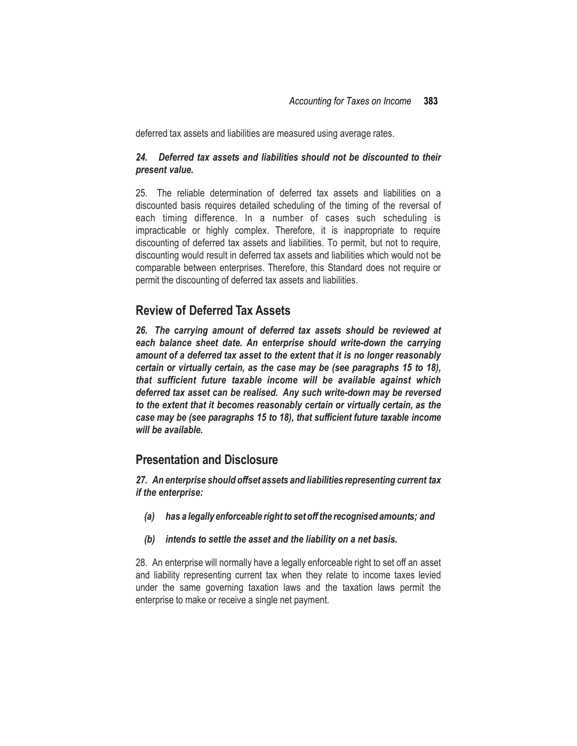deferred tax assets and liabilities are measured using average rates.

***24. Deferred tax assets and liabilities should not be discounted to their present value.***

25. The reliable determination of deferred tax assets and liabilities on a discounted basis requires detailed scheduling of the timing of the reversal of each timing difference. In a number of cases such scheduling is impracticable or highly complex. Therefore, it is inappropriate to require discounting of deferred tax assets and liabilities. To permit, but not to require, discounting would result in deferred tax assets and liabilities which would not be comparable between enterprises. Therefore, this Standard does not require or permit the discounting of deferred tax assets and liabilities.

## Review of Deferred Tax Assets

***26. The carrying amount of deferred tax assets should be reviewed at each balance sheet date. An enterprise should write-down the carrying amount of a deferred tax asset to the extent that it is no longer reasonably certain or virtually certain, as the case may be (see paragraphs 15 to 18), that sufficient future taxable income will be available against which deferred tax asset can be realised. Any such write-down may be reversed to the extent that it becomes reasonably certain or virtually certain, as the case may be (see paragraphs 15 to 18), that sufficient future taxable income will be available.***

## Presentation and Disclosure

***27. An enterprise should offset assets and liabilities representing current tax if the enterprise:***

- ***(a) has a legally enforceable right to set off the recognised amounts; and***
- ***(b) intends to settle the asset and the liability on a net basis.***

28. An enterprise will normally have a legally enforceable right to set off an asset and liability representing current tax when they relate to income taxes levied under the same governing taxation laws and the taxation laws permit the enterprise to make or receive a single net payment.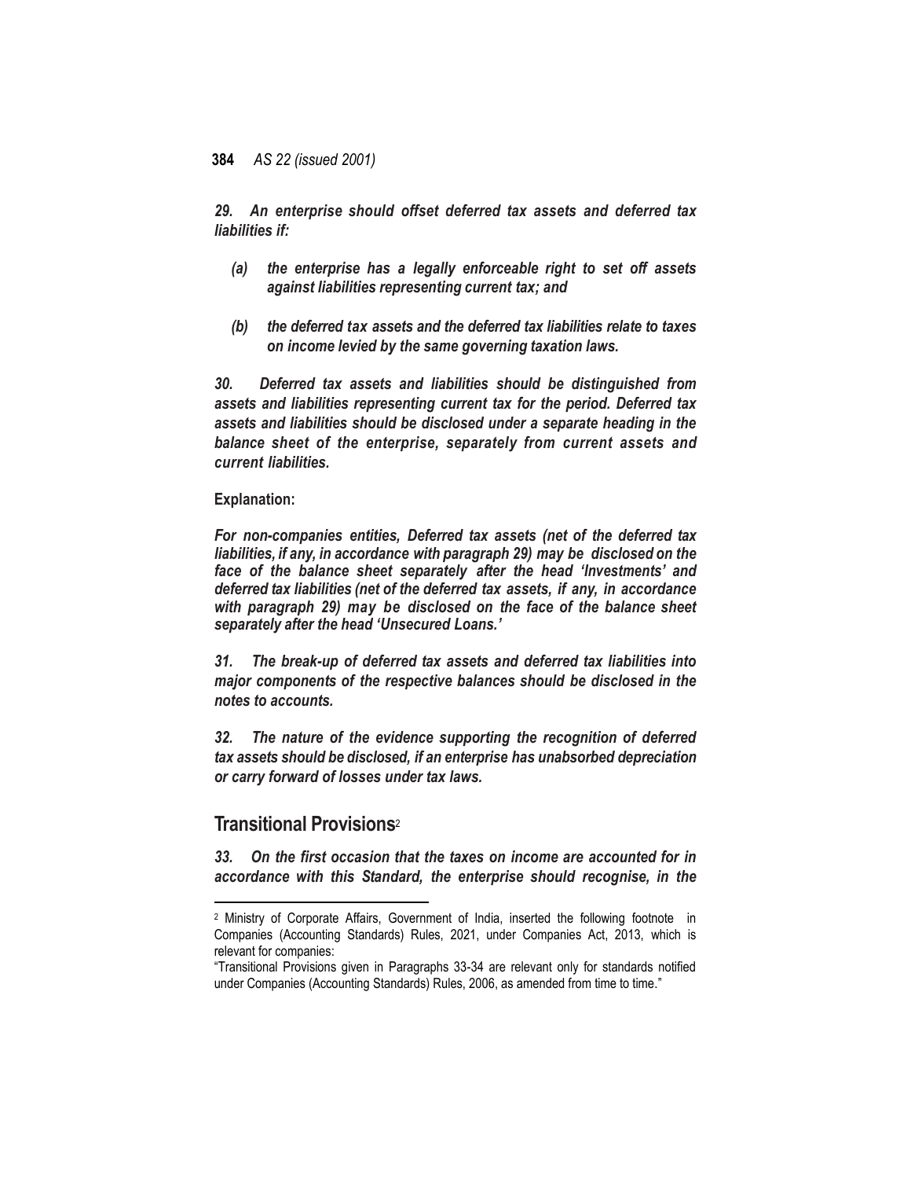*29. An enterprise should offset deferred tax assets and deferred tax liabilities if:*

- *(a) the enterprise has a legally enforceable right to set off assets against liabilities representing current tax; and*
- *(b) the deferred tax assets and the deferred tax liabilities relate to taxes on income levied by the same governing taxation laws.*

*30. Deferred tax assets and liabilities should be distinguished from assets and liabilities representing current tax for the period. Deferred tax assets and liabilities should be disclosed under a separate heading in the balance sheet of the enterprise, separately from current assets and current liabilities.*

**Explanation:**

*For non-companies entities, Deferred tax assets (net of the deferred tax liabilities, if any, in accordance with paragraph 29) may be disclosed on the face of the balance sheet separately after the head 'Investments' and deferred tax liabilities (net of the deferred tax assets, if any, in accordance with paragraph 29) may be disclosed on the face of the balance sheet separately after the head 'Unsecured Loans.'*

*31. The break-up of deferred tax assets and deferred tax liabilities into major components of the respective balances should be disclosed in the notes to accounts.*

*32. The nature of the evidence supporting the recognition of deferred tax assets should be disclosed, if an enterprise has unabsorbed depreciation or carry forward of losses under tax laws.*

## Transitional Provisions[2]

*33. On the first occasion that the taxes on income are accounted for in accordance with this Standard, the enterprise should recognise, in the*

---

[2] Ministry of Corporate Affairs, Government of India, inserted the following footnote in Companies (Accounting Standards) Rules, 2021, under Companies Act, 2013, which is relevant for companies:

"Transitional Provisions given in Paragraphs 33-34 are relevant only for standards notified under Companies (Accounting Standards) Rules, 2006, as amended from time to time."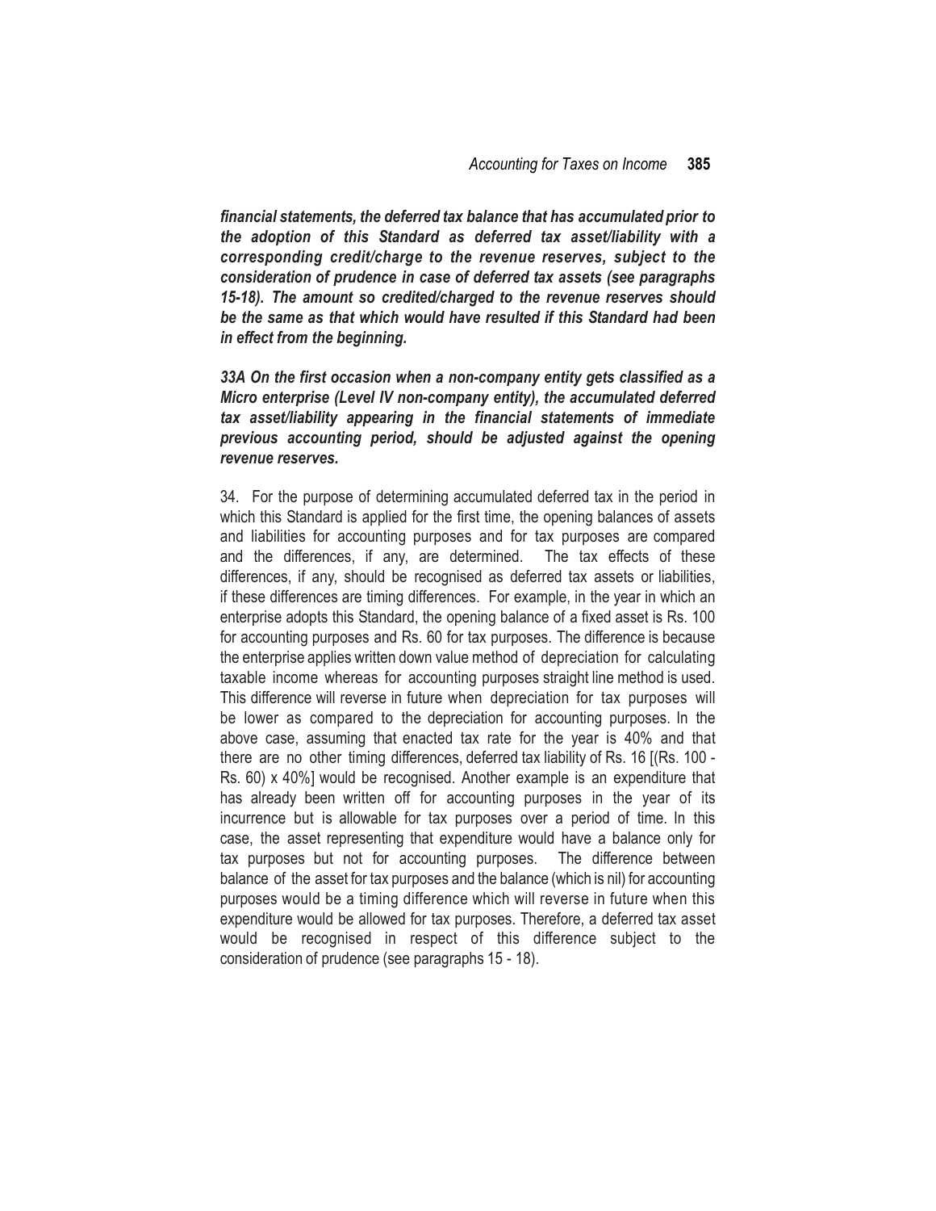***financial statements, the deferred tax balance that has accumulated prior to the adoption of this Standard as deferred tax asset/liability with a corresponding credit/charge to the revenue reserves, subject to the consideration of prudence in case of deferred tax assets (see paragraphs 15-18). The amount so credited/charged to the revenue reserves should be the same as that which would have resulted if this Standard had been in effect from the beginning.***

***33A On the first occasion when a non-company entity gets classified as a Micro enterprise (Level IV non-company entity), the accumulated deferred tax asset/liability appearing in the financial statements of immediate previous accounting period, should be adjusted against the opening revenue reserves.***

34. For the purpose of determining accumulated deferred tax in the period in which this Standard is applied for the first time, the opening balances of assets and liabilities for accounting purposes and for tax purposes are compared and the differences, if any, are determined. The tax effects of these differences, if any, should be recognised as deferred tax assets or liabilities, if these differences are timing differences. For example, in the year in which an enterprise adopts this Standard, the opening balance of a fixed asset is Rs. 100 for accounting purposes and Rs. 60 for tax purposes. The difference is because the enterprise applies written down value method of depreciation for calculating taxable income whereas for accounting purposes straight line method is used. This difference will reverse in future when depreciation for tax purposes will be lower as compared to the depreciation for accounting purposes. In the above case, assuming that enacted tax rate for the year is 40% and that there are no other timing differences, deferred tax liability of Rs. 16 [(Rs. 100 - Rs. 60) x 40%] would be recognised. Another example is an expenditure that has already been written off for accounting purposes in the year of its incurrence but is allowable for tax purposes over a period of time. In this case, the asset representing that expenditure would have a balance only for tax purposes but not for accounting purposes. The difference between balance of the asset for tax purposes and the balance (which is nil) for accounting purposes would be a timing difference which will reverse in future when this expenditure would be allowed for tax purposes. Therefore, a deferred tax asset would be recognised in respect of this difference subject to the consideration of prudence (see paragraphs 15 - 18).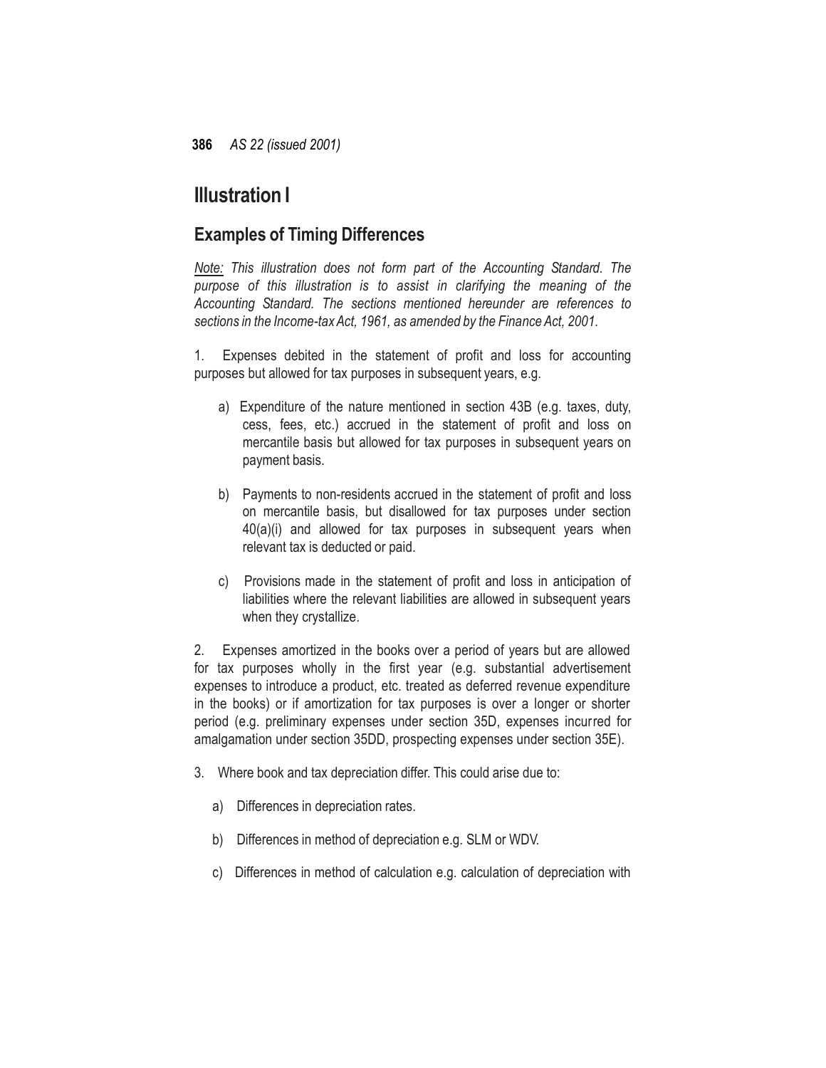## Illustration I

### Examples of Timing Differences

*Note: This illustration does not form part of the Accounting Standard. The purpose of this illustration is to assist in clarifying the meaning of the Accounting Standard. The sections mentioned hereunder are references to sections in the Income-tax Act, 1961, as amended by the Finance Act, 2001.*

1. Expenses debited in the statement of profit and loss for accounting purposes but allowed for tax purposes in subsequent years, e.g.

   a) Expenditure of the nature mentioned in section 43B (e.g. taxes, duty, cess, fees, etc.) accrued in the statement of profit and loss on mercantile basis but allowed for tax purposes in subsequent years on payment basis.

   b) Payments to non-residents accrued in the statement of profit and loss on mercantile basis, but disallowed for tax purposes under section 40(a)(i) and allowed for tax purposes in subsequent years when relevant tax is deducted or paid.

   c) Provisions made in the statement of profit and loss in anticipation of liabilities where the relevant liabilities are allowed in subsequent years when they crystallize.

2. Expenses amortized in the books over a period of years but are allowed for tax purposes wholly in the first year (e.g. substantial advertisement expenses to introduce a product, etc. treated as deferred revenue expenditure in the books) or if amortization for tax purposes is over a longer or shorter period (e.g. preliminary expenses under section 35D, expenses incurred for amalgamation under section 35DD, prospecting expenses under section 35E).

3. Where book and tax depreciation differ. This could arise due to:

   a) Differences in depreciation rates.

   b) Differences in method of depreciation e.g. SLM or WDV.

   c) Differences in method of calculation e.g. calculation of depreciation with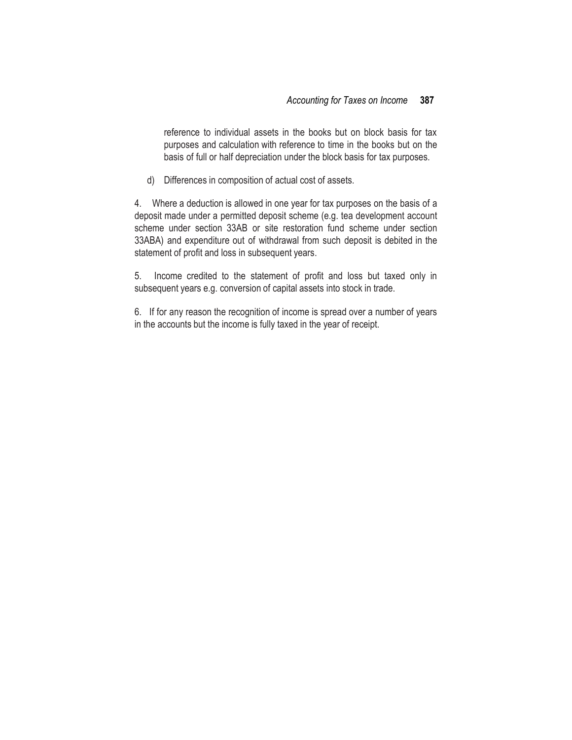reference to individual assets in the books but on block basis for tax purposes and calculation with reference to time in the books but on the basis of full or half depreciation under the block basis for tax purposes.

d) Differences in composition of actual cost of assets.

4. Where a deduction is allowed in one year for tax purposes on the basis of a deposit made under a permitted deposit scheme (e.g. tea development account scheme under section 33AB or site restoration fund scheme under section 33ABA) and expenditure out of withdrawal from such deposit is debited in the statement of profit and loss in subsequent years.

5. Income credited to the statement of profit and loss but taxed only in subsequent years e.g. conversion of capital assets into stock in trade.

6. If for any reason the recognition of income is spread over a number of years in the accounts but the income is fully taxed in the year of receipt.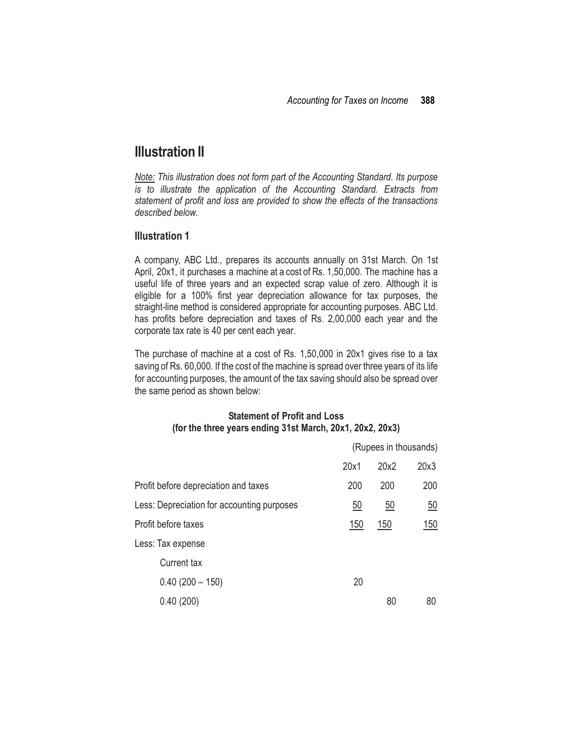## Illustration II

*Note: This illustration does not form part of the Accounting Standard. Its purpose is to illustrate the application of the Accounting Standard. Extracts from statement of profit and loss are provided to show the effects of the transactions described below.*

### Illustration 1

A company, ABC Ltd., prepares its accounts annually on 31st March. On 1st April, 20x1, it purchases a machine at a cost of Rs. 1,50,000. The machine has a useful life of three years and an expected scrap value of zero. Although it is eligible for a 100% first year depreciation allowance for tax purposes, the straight-line method is considered appropriate for accounting purposes. ABC Ltd. has profits before depreciation and taxes of Rs. 2,00,000 each year and the corporate tax rate is 40 per cent each year.

The purchase of machine at a cost of Rs. 1,50,000 in 20x1 gives rise to a tax saving of Rs. 60,000. If the cost of the machine is spread over three years of its life for accounting purposes, the amount of the tax saving should also be spread over the same period as shown below:

**Statement of Profit and Loss**
**(for the three years ending 31st March, 20x1, 20x2, 20x3)**

(Rupees in thousands)

| | 20x1 | 20x2 | 20x3 |
|---|---|---|---|
| Profit before depreciation and taxes | 200 | 200 | 200 |
| Less: Depreciation for accounting purposes | 50 | 50 | 50 |
| Profit before taxes | 150 | 150 | 150 |
| Less: Tax expense | | | |
| Current tax | | | |
| 0.40 (200 – 150) | 20 | | |
| 0.40 (200) | | 80 | 80 |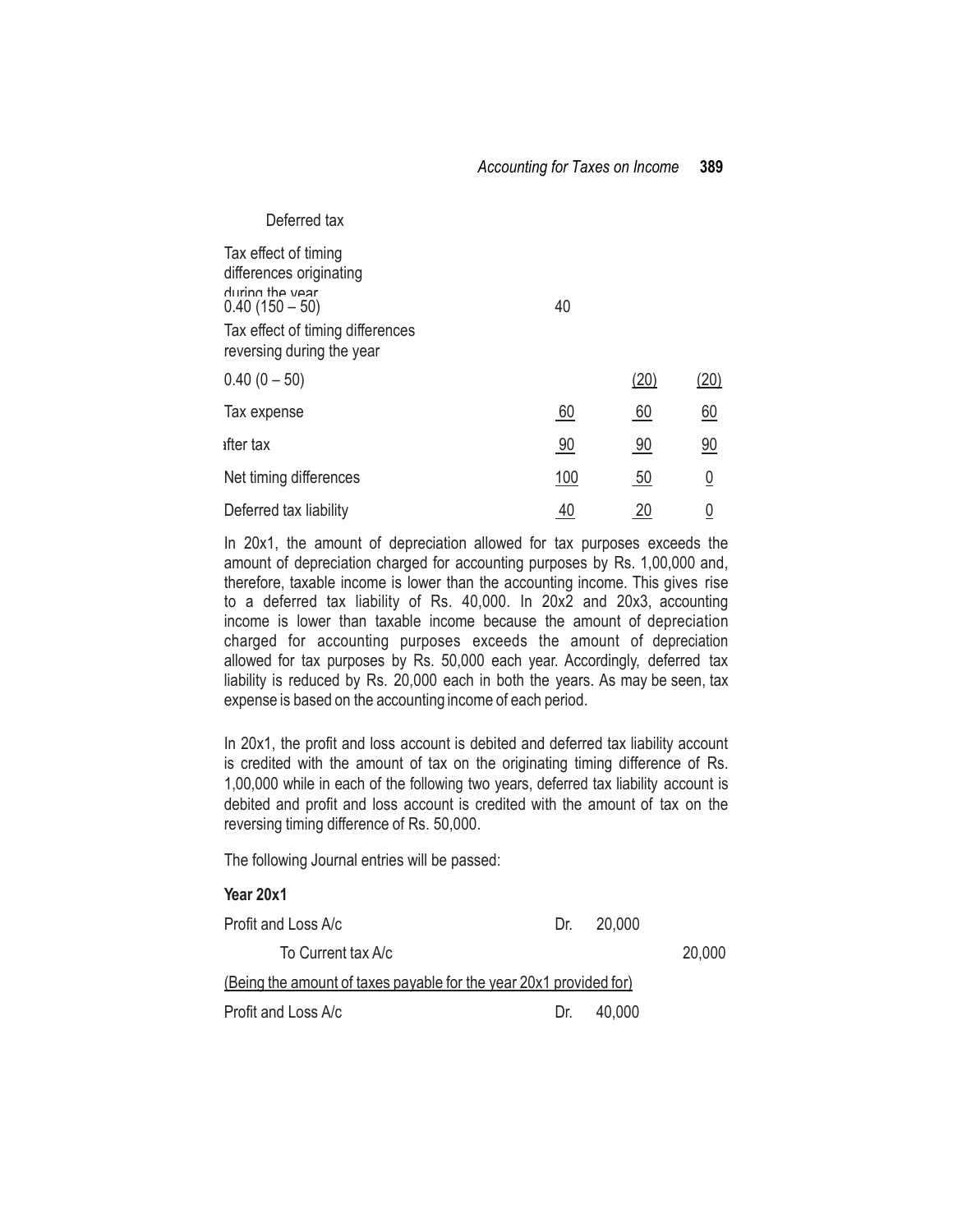| Deferred tax | | | |
|---|---|---|---|
| Tax effect of timing differences originating during the year 0.40 (150 – 50) | 40 | | |
| Tax effect of timing differences reversing during the year | | | |
| 0.40 (0 – 50) | | (20) | (20) |
| Tax expense | 60 | 60 | 60 |
| after tax | 90 | 90 | 90 |
| Net timing differences | 100 | 50 | 0 |
| Deferred tax liability | 40 | 20 | 0 |

In 20x1, the amount of depreciation allowed for tax purposes exceeds the amount of depreciation charged for accounting purposes by Rs. 1,00,000 and, therefore, taxable income is lower than the accounting income. This gives rise to a deferred tax liability of Rs. 40,000. In 20x2 and 20x3, accounting income is lower than taxable income because the amount of depreciation charged for accounting purposes exceeds the amount of depreciation allowed for tax purposes by Rs. 50,000 each year. Accordingly, deferred tax liability is reduced by Rs. 20,000 each in both the years. As may be seen, tax expense is based on the accounting income of each period.

In 20x1, the profit and loss account is debited and deferred tax liability account is credited with the amount of tax on the originating timing difference of Rs. 1,00,000 while in each of the following two years, deferred tax liability account is debited and profit and loss account is credited with the amount of tax on the reversing timing difference of Rs. 50,000.

The following Journal entries will be passed:

**Year 20x1**

| | | | |
|---|---|---|---|
| Profit and Loss A/c | Dr. | 20,000 | |
| To Current tax A/c | | | 20,000 |
| (Being the amount of taxes payable for the year 20x1 provided for) | | | |
| Profit and Loss A/c | Dr. | 40,000 | |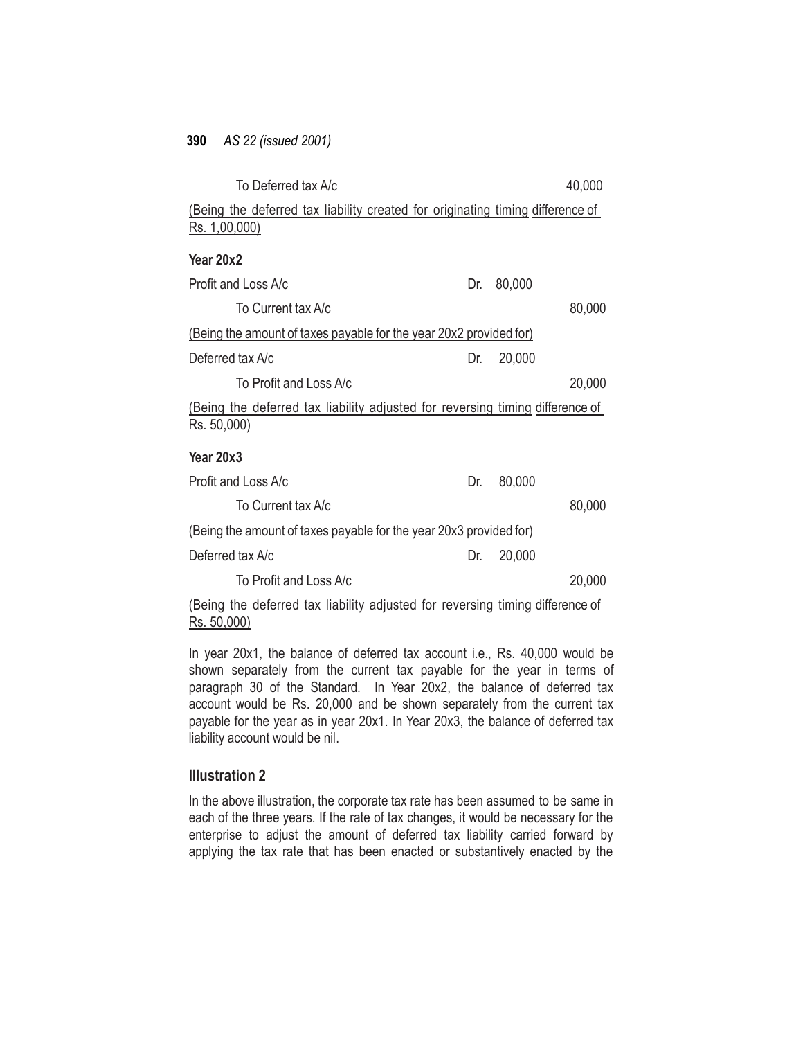| | | | |
|---|---|---|---|
| To Deferred tax A/c | | | 40,000 |

(Being the deferred tax liability created for originating timing difference of Rs. 1,00,000)

**Year 20x2**

| | | | |
|---|---|---|---|
| Profit and Loss A/c | Dr. | 80,000 | |
| To Current tax A/c | | | 80,000 |

(Being the amount of taxes payable for the year 20x2 provided for)

| | | | |
|---|---|---|---|
| Deferred tax A/c | Dr. | 20,000 | |
| To Profit and Loss A/c | | | 20,000 |

(Being the deferred tax liability adjusted for reversing timing difference of Rs. 50,000)

**Year 20x3**

| | | | |
|---|---|---|---|
| Profit and Loss A/c | Dr. | 80,000 | |
| To Current tax A/c | | | 80,000 |

(Being the amount of taxes payable for the year 20x3 provided for)

| | | | |
|---|---|---|---|
| Deferred tax A/c | Dr. | 20,000 | |
| To Profit and Loss A/c | | | 20,000 |

(Being the deferred tax liability adjusted for reversing timing difference of Rs. 50,000)

In year 20x1, the balance of deferred tax account i.e., Rs. 40,000 would be shown separately from the current tax payable for the year in terms of paragraph 30 of the Standard. In Year 20x2, the balance of deferred tax account would be Rs. 20,000 and be shown separately from the current tax payable for the year as in year 20x1. In Year 20x3, the balance of deferred tax liability account would be nil.

## Illustration 2

In the above illustration, the corporate tax rate has been assumed to be same in each of the three years. If the rate of tax changes, it would be necessary for the enterprise to adjust the amount of deferred tax liability carried forward by applying the tax rate that has been enacted or substantively enacted by the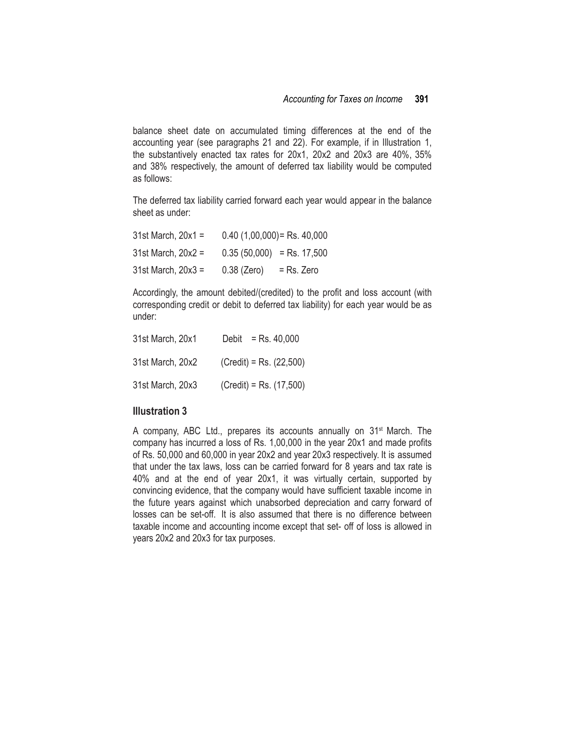balance sheet date on accumulated timing differences at the end of the accounting year (see paragraphs 21 and 22). For example, if in Illustration 1, the substantively enacted tax rates for 20x1, 20x2 and 20x3 are 40%, 35% and 38% respectively, the amount of deferred tax liability would be computed as follows:

The deferred tax liability carried forward each year would appear in the balance sheet as under:

| | | |
|---|---|---|
| 31st March, 20x1 = | 0.40 (1,00,000)= Rs. 40,000 | |
| 31st March, 20x2 = | 0.35 (50,000) | = Rs. 17,500 |
| 31st March, 20x3 = | 0.38 (Zero) | = Rs. Zero |

Accordingly, the amount debited/(credited) to the profit and loss account (with corresponding credit or debit to deferred tax liability) for each year would be as under:

| | |
|---|---|
| 31st March, 20x1 | Debit = Rs. 40,000 |
| 31st March, 20x2 | (Credit) = Rs. (22,500) |
| 31st March, 20x3 | (Credit) = Rs. (17,500) |

### Illustration 3

A company, ABC Ltd., prepares its accounts annually on 31st March. The company has incurred a loss of Rs. 1,00,000 in the year 20x1 and made profits of Rs. 50,000 and 60,000 in year 20x2 and year 20x3 respectively. It is assumed that under the tax laws, loss can be carried forward for 8 years and tax rate is 40% and at the end of year 20x1, it was virtually certain, supported by convincing evidence, that the company would have sufficient taxable income in the future years against which unabsorbed depreciation and carry forward of losses can be set-off. It is also assumed that there is no difference between taxable income and accounting income except that set- off of loss is allowed in years 20x2 and 20x3 for tax purposes.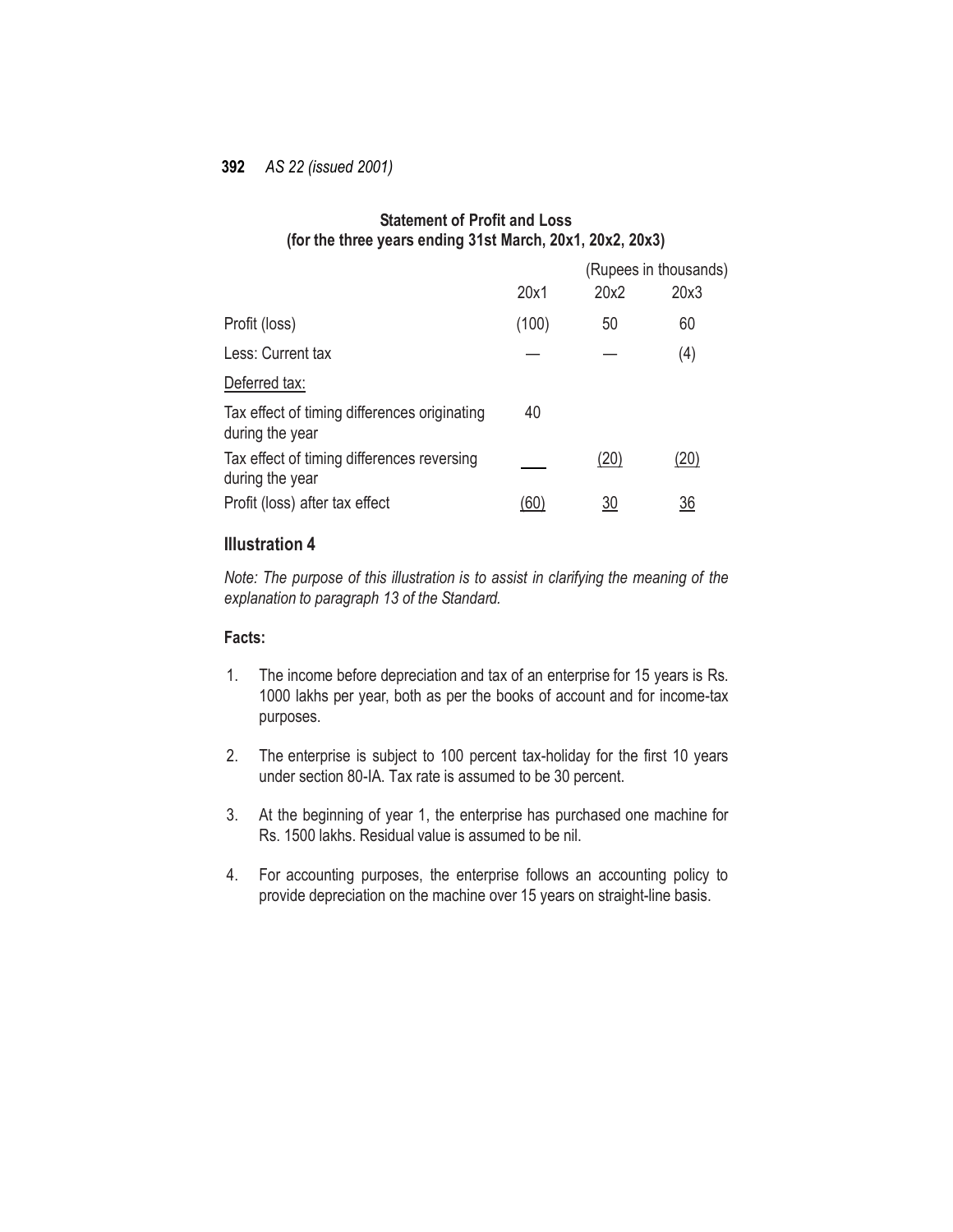**Statement of Profit and Loss**
**(for the three years ending 31st March, 20x1, 20x2, 20x3)**

| | (Rupees in thousands) | | |
|---|---|---|---|
| | 20x1 | 20x2 | 20x3 |
| Profit (loss) | (100) | 50 | 60 |
| Less: Current tax | — | — | (4) |
| Deferred tax: | | | |
| Tax effect of timing differences originating during the year | 40 | | |
| Tax effect of timing differences reversing during the year | | (20) | (20) |
| Profit (loss) after tax effect | (60) | 30 | 36 |

## Illustration 4

*Note: The purpose of this illustration is to assist in clarifying the meaning of the explanation to paragraph 13 of the Standard.*

**Facts:**

1. The income before depreciation and tax of an enterprise for 15 years is Rs. 1000 lakhs per year, both as per the books of account and for income-tax purposes.

2. The enterprise is subject to 100 percent tax-holiday for the first 10 years under section 80-IA. Tax rate is assumed to be 30 percent.

3. At the beginning of year 1, the enterprise has purchased one machine for Rs. 1500 lakhs. Residual value is assumed to be nil.

4. For accounting purposes, the enterprise follows an accounting policy to provide depreciation on the machine over 15 years on straight-line basis.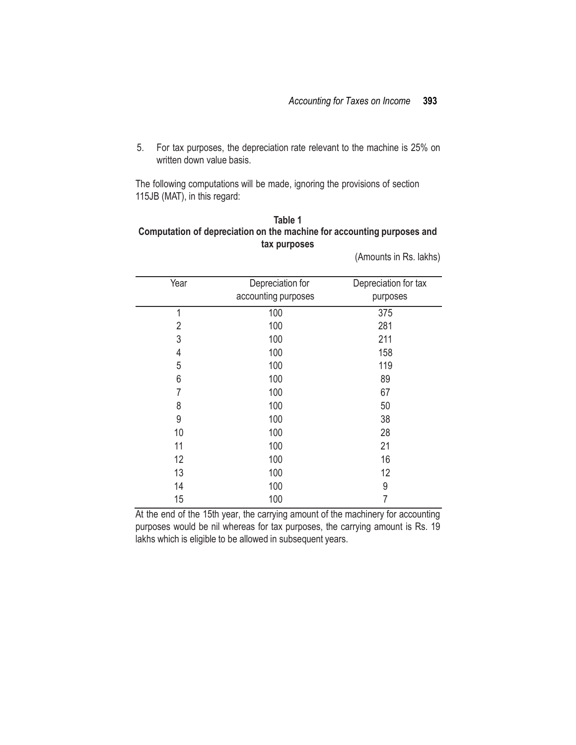5. For tax purposes, the depreciation rate relevant to the machine is 25% on written down value basis.

The following computations will be made, ignoring the provisions of section 115JB (MAT), in this regard:

**Table 1**
**Computation of depreciation on the machine for accounting purposes and tax purposes**

(Amounts in Rs. lakhs)

| Year | Depreciation for accounting purposes | Depreciation for tax purposes |
|---|---|---|
| 1 | 100 | 375 |
| 2 | 100 | 281 |
| 3 | 100 | 211 |
| 4 | 100 | 158 |
| 5 | 100 | 119 |
| 6 | 100 | 89 |
| 7 | 100 | 67 |
| 8 | 100 | 50 |
| 9 | 100 | 38 |
| 10 | 100 | 28 |
| 11 | 100 | 21 |
| 12 | 100 | 16 |
| 13 | 100 | 12 |
| 14 | 100 | 9 |
| 15 | 100 | 7 |

At the end of the 15th year, the carrying amount of the machinery for accounting purposes would be nil whereas for tax purposes, the carrying amount is Rs. 19 lakhs which is eligible to be allowed in subsequent years.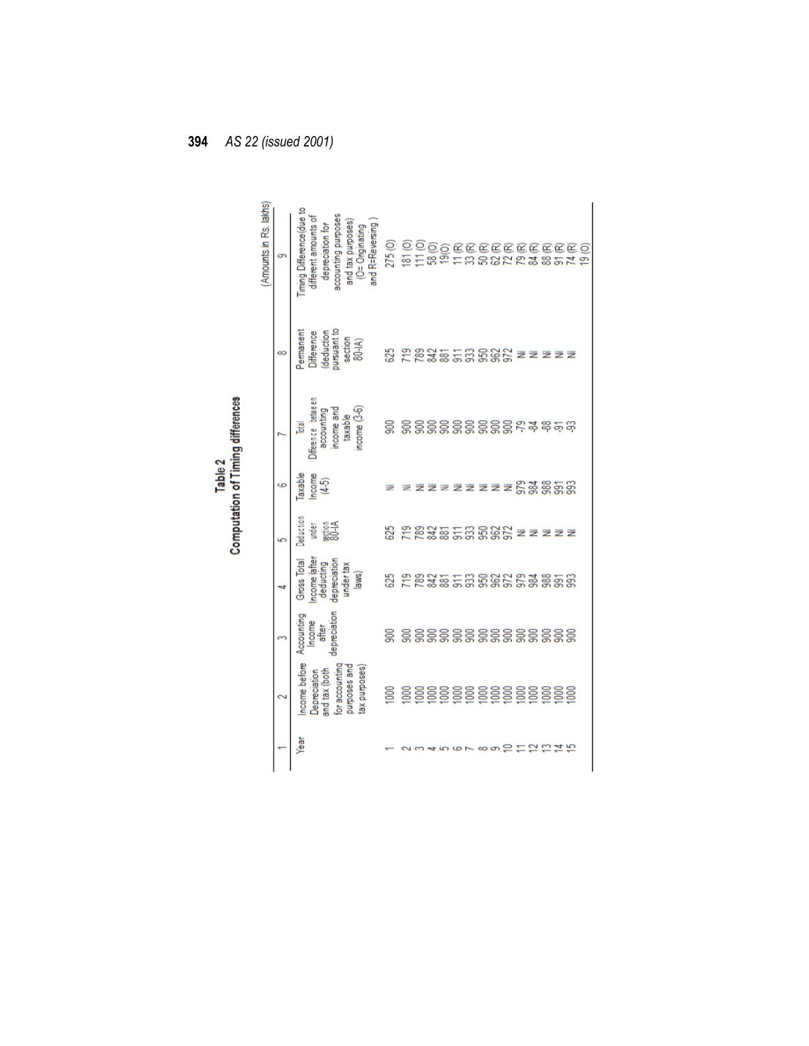## Table 2
### Computation of Timing differences

(Amounts in Rs. lakhs)

| 1 | 2 | 3 | 4 | 5 | 6 | 7 | 8 | 9 |
|---|---|---|---|---|---|---|---|---|
| Year | Income before Depreciation and tax (both for accounting purposes and tax purposes) | Accounting Income after depreciation | Gross Total Income (after deducting depreciation under tax laws) | Deduction under section 80-IA | Taxable Income (4-5) | Total Difference between accounting income and taxable income (3-6) | Permanent Difference (deduction pursuant to section 80-IA) | Timing Difference (due to different amounts of depreciation for accounting purposes and tax purposes) (O= Originating and R=Reversing ) |
| 1 | 1000 | 900 | 625 | 625 | Nil | 900 | 625 | 275 (O) |
| 2 | 1000 | 900 | 719 | 719 | Nil | 900 | 719 | 181 (O) |
| 3 | 1000 | 900 | 789 | 789 | Nil | 900 | 789 | 111 (O) |
| 4 | 1000 | 900 | 842 | 842 | Nil | 900 | 842 | 58 (O) |
| 5 | 1000 | 900 | 881 | 881 | Nil | 900 | 881 | 19(O) |
| 6 | 1000 | 900 | 911 | 911 | Nil | 900 | 911 | 11 (R) |
| 7 | 1000 | 900 | 933 | 933 | Nil | 900 | 933 | 33 (R) |
| 8 | 1000 | 900 | 950 | 950 | Nil | 900 | 950 | 50 (R) |
| 9 | 1000 | 900 | 962 | 962 | Nil | 900 | 962 | 62 (R) |
| 10 | 1000 | 900 | 972 | 972 | Nil | 900 | 972 | 72 (R) |
| 11 | 1000 | 900 | 979 | Nil | 979 | -79 | Nil | 79 (R) |
| 12 | 1000 | 900 | 984 | Nil | 984 | -84 | Nil | 84 (R) |
| 13 | 1000 | 900 | 988 | Nil | 988 | -88 | Nil | 88 (R) |
| 14 | 1000 | 900 | 991 | Nil | 991 | -91 | Nil | 91 (R) |
| 15 | 1000 | 900 | 993 | Nil | 993 | -93 | | 74 (R) |
| | | | | | | | | 19 (O) |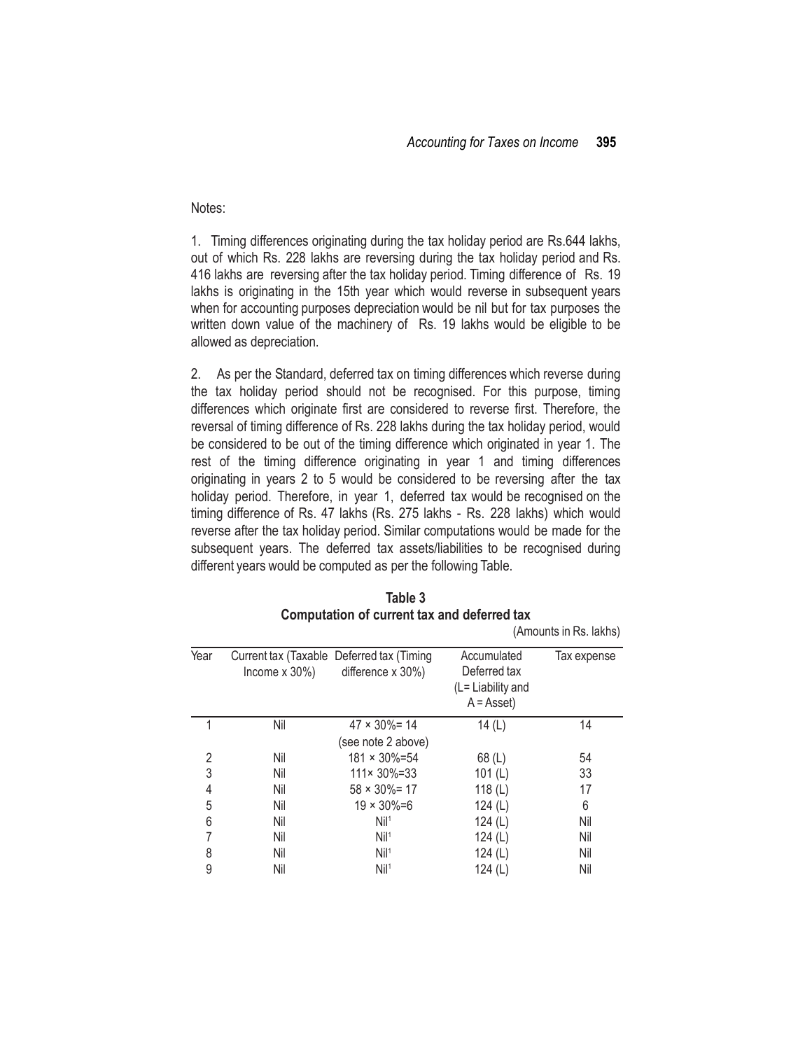Notes:

1. Timing differences originating during the tax holiday period are Rs.644 lakhs, out of which Rs. 228 lakhs are reversing during the tax holiday period and Rs. 416 lakhs are reversing after the tax holiday period. Timing difference of Rs. 19 lakhs is originating in the 15th year which would reverse in subsequent years when for accounting purposes depreciation would be nil but for tax purposes the written down value of the machinery of Rs. 19 lakhs would be eligible to be allowed as depreciation.

2. As per the Standard, deferred tax on timing differences which reverse during the tax holiday period should not be recognised. For this purpose, timing differences which originate first are considered to reverse first. Therefore, the reversal of timing difference of Rs. 228 lakhs during the tax holiday period, would be considered to be out of the timing difference which originated in year 1. The rest of the timing difference originating in year 1 and timing differences originating in years 2 to 5 would be considered to be reversing after the tax holiday period. Therefore, in year 1, deferred tax would be recognised on the timing difference of Rs. 47 lakhs (Rs. 275 lakhs - Rs. 228 lakhs) which would reverse after the tax holiday period. Similar computations would be made for the subsequent years. The deferred tax assets/liabilities to be recognised during different years would be computed as per the following Table.

**Table 3**
**Computation of current tax and deferred tax**

(Amounts in Rs. lakhs)

| Year | Current tax (Taxable Income x 30%) | Deferred tax (Timing difference x 30%) | Accumulated Deferred tax (L= Liability and A = Asset) | Tax expense |
|---|---|---|---|---|
| 1 | Nil | 47 × 30%= 14 (see note 2 above) | 14 (L) | 14 |
| 2 | Nil | 181 × 30%=54 | 68 (L) | 54 |
| 3 | Nil | 111× 30%=33 | 101 (L) | 33 |
| 4 | Nil | 58 × 30%= 17 | 118 (L) | 17 |
| 5 | Nil | 19 × 30%=6 | 124 (L) | 6 |
| 6 | Nil | Nil[1] | 124 (L) | Nil |
| 7 | Nil | Nil[1] | 124 (L) | Nil |
| 8 | Nil | Nil[1] | 124 (L) | Nil |
| 9 | Nil | Nil[1] | 124 (L) | Nil |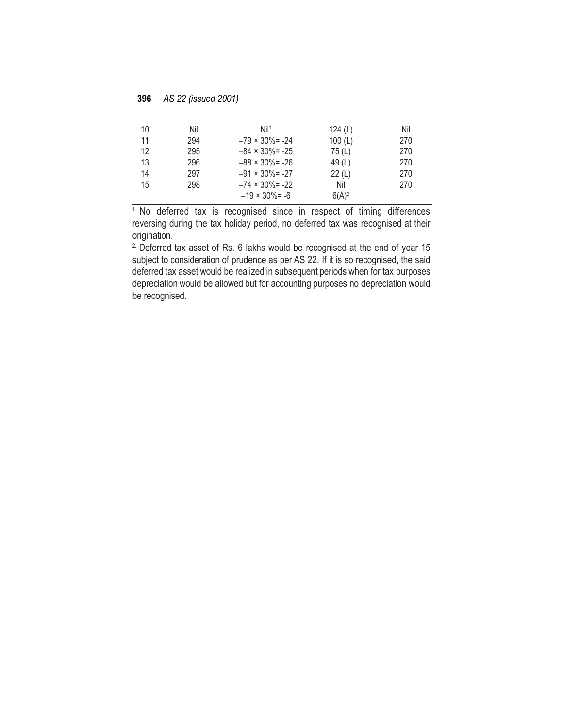| | | | | |
|---|---|---|---|---|
| 10 | Nil | Nil[1] | 124 (L) | Nil |
| 11 | 294 | –79 × 30%= -24 | 100 (L) | 270 |
| 12 | 295 | –84 × 30%= -25 | 75 (L) | 270 |
| 13 | 296 | –88 × 30%= -26 | 49 (L) | 270 |
| 14 | 297 | –91 × 30%= -27 | 22 (L) | 270 |
| 15 | 298 | –74 × 30%= -22 | Nil | 270 |
| | | –19 × 30%= -6 | 6(A)[2] | |

[1] No deferred tax is recognised since in respect of timing differences reversing during the tax holiday period, no deferred tax was recognised at their origination.

[2] Deferred tax asset of Rs. 6 lakhs would be recognised at the end of year 15 subject to consideration of prudence as per AS 22. If it is so recognised, the said deferred tax asset would be realized in subsequent periods when for tax purposes depreciation would be allowed but for accounting purposes no depreciation would be recognised.